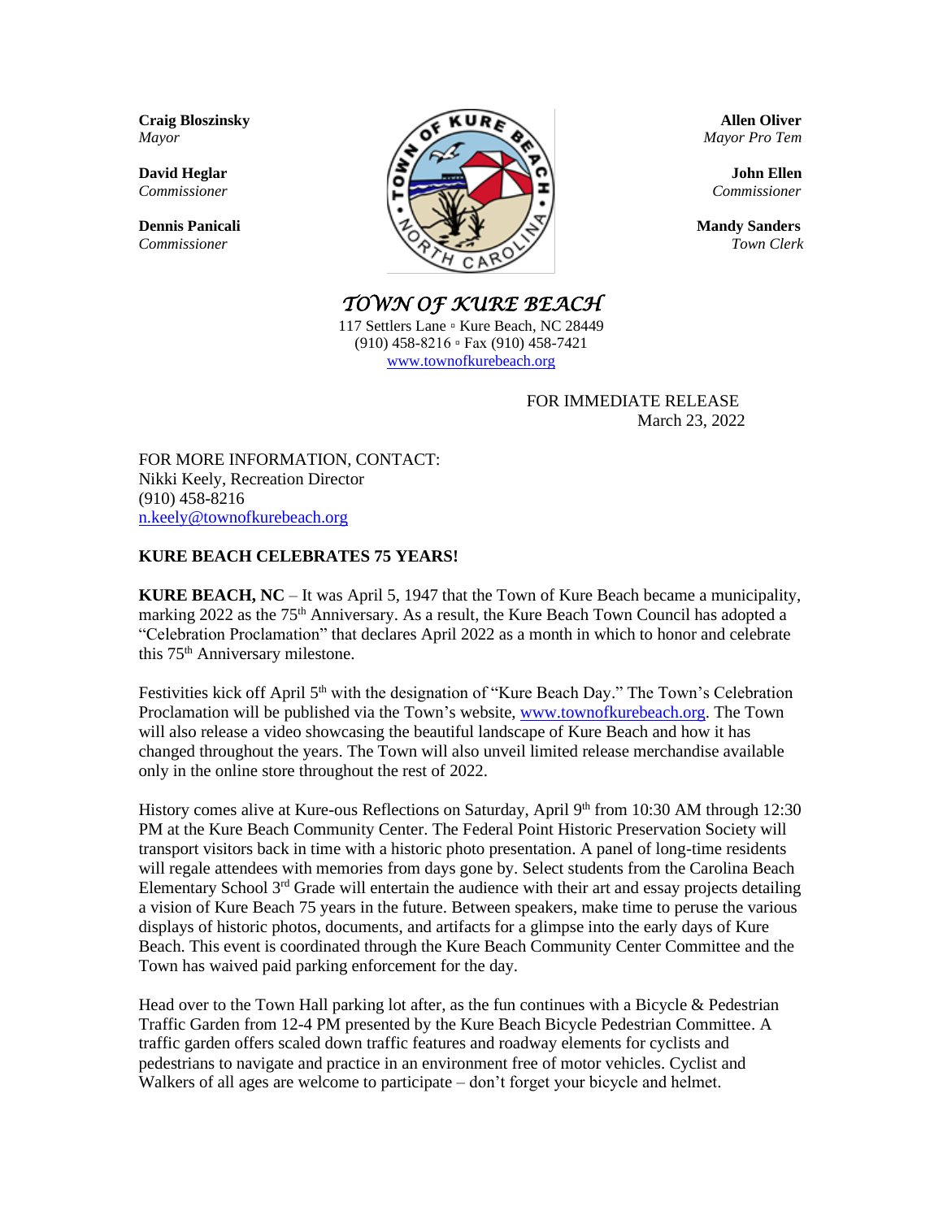**Craig Bloszinsky**
*Mayor*

**David Heglar**
*Commissioner*

**Dennis Panicali**
*Commissioner*

**Allen Oliver**
*Mayor Pro Tem*

**John Ellen**
*Commissioner*

**Mandy Sanders**
*Town Clerk*

# *TOWN OF KURE BEACH*

117 Settlers Lane ▫ Kure Beach, NC 28449
(910) 458-8216 ▫ Fax (910) 458-7421
www.townofkurebeach.org

FOR IMMEDIATE RELEASE
March 23, 2022

FOR MORE INFORMATION, CONTACT:
Nikki Keely, Recreation Director
(910) 458-8216
n.keely@townofkurebeach.org

## KURE BEACH CELEBRATES 75 YEARS!

**KURE BEACH, NC** – It was April 5, 1947 that the Town of Kure Beach became a municipality, marking 2022 as the 75th Anniversary. As a result, the Kure Beach Town Council has adopted a "Celebration Proclamation" that declares April 2022 as a month in which to honor and celebrate this 75th Anniversary milestone.

Festivities kick off April 5th with the designation of "Kure Beach Day." The Town's Celebration Proclamation will be published via the Town's website, www.townofkurebeach.org. The Town will also release a video showcasing the beautiful landscape of Kure Beach and how it has changed throughout the years. The Town will also unveil limited release merchandise available only in the online store throughout the rest of 2022.

History comes alive at Kure-ous Reflections on Saturday, April 9th from 10:30 AM through 12:30 PM at the Kure Beach Community Center. The Federal Point Historic Preservation Society will transport visitors back in time with a historic photo presentation. A panel of long-time residents will regale attendees with memories from days gone by. Select students from the Carolina Beach Elementary School 3rd Grade will entertain the audience with their art and essay projects detailing a vision of Kure Beach 75 years in the future. Between speakers, make time to peruse the various displays of historic photos, documents, and artifacts for a glimpse into the early days of Kure Beach. This event is coordinated through the Kure Beach Community Center Committee and the Town has waived paid parking enforcement for the day.

Head over to the Town Hall parking lot after, as the fun continues with a Bicycle & Pedestrian Traffic Garden from 12-4 PM presented by the Kure Beach Bicycle Pedestrian Committee. A traffic garden offers scaled down traffic features and roadway elements for cyclists and pedestrians to navigate and practice in an environment free of motor vehicles. Cyclist and Walkers of all ages are welcome to participate – don't forget your bicycle and helmet.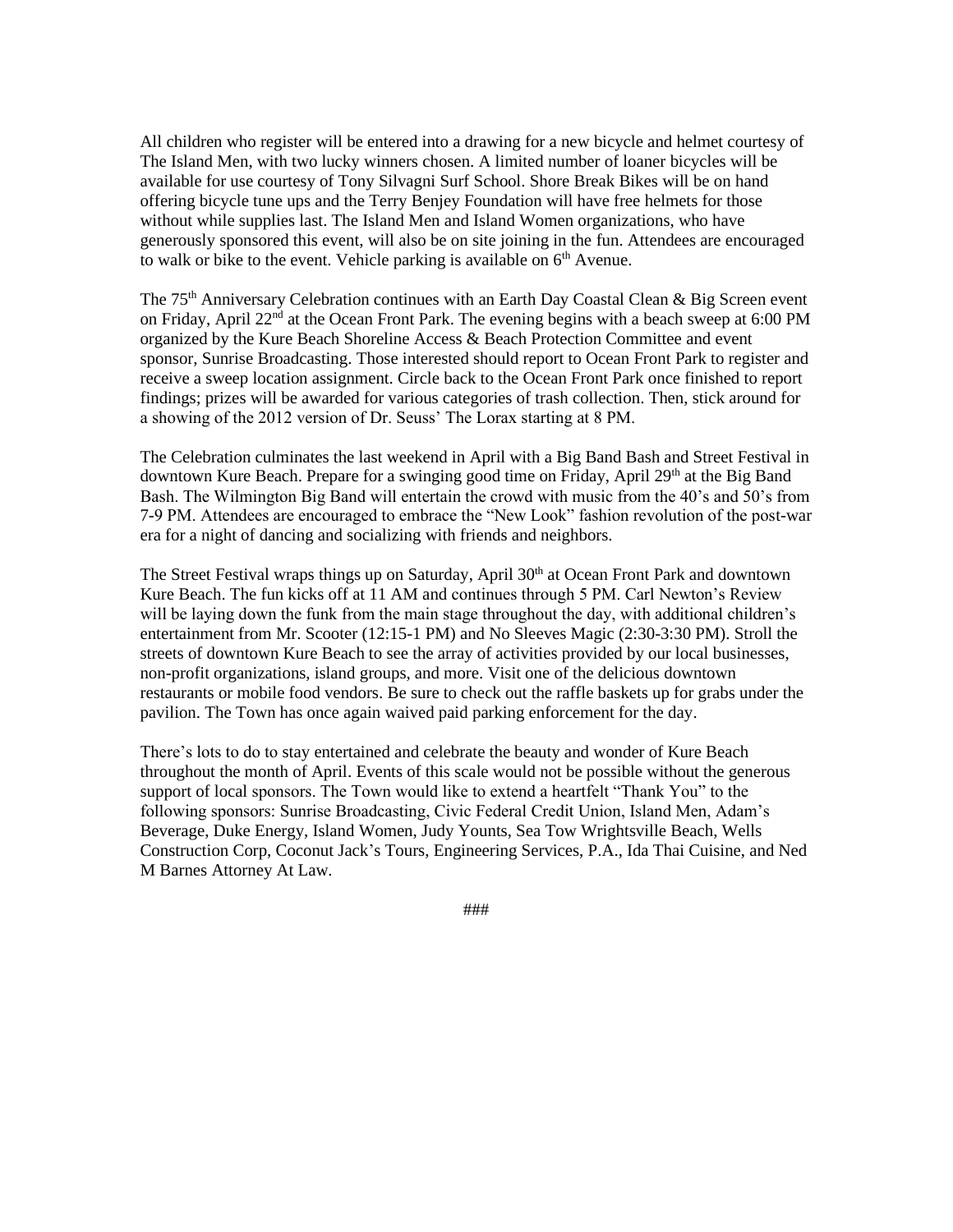All children who register will be entered into a drawing for a new bicycle and helmet courtesy of The Island Men, with two lucky winners chosen. A limited number of loaner bicycles will be available for use courtesy of Tony Silvagni Surf School. Shore Break Bikes will be on hand offering bicycle tune ups and the Terry Benjey Foundation will have free helmets for those without while supplies last. The Island Men and Island Women organizations, who have generously sponsored this event, will also be on site joining in the fun. Attendees are encouraged to walk or bike to the event. Vehicle parking is available on 6th Avenue.

The 75th Anniversary Celebration continues with an Earth Day Coastal Clean & Big Screen event on Friday, April 22nd at the Ocean Front Park. The evening begins with a beach sweep at 6:00 PM organized by the Kure Beach Shoreline Access & Beach Protection Committee and event sponsor, Sunrise Broadcasting. Those interested should report to Ocean Front Park to register and receive a sweep location assignment. Circle back to the Ocean Front Park once finished to report findings; prizes will be awarded for various categories of trash collection. Then, stick around for a showing of the 2012 version of Dr. Seuss' The Lorax starting at 8 PM.

The Celebration culminates the last weekend in April with a Big Band Bash and Street Festival in downtown Kure Beach. Prepare for a swinging good time on Friday, April 29th at the Big Band Bash. The Wilmington Big Band will entertain the crowd with music from the 40's and 50's from 7-9 PM. Attendees are encouraged to embrace the "New Look" fashion revolution of the post-war era for a night of dancing and socializing with friends and neighbors.

The Street Festival wraps things up on Saturday, April 30th at Ocean Front Park and downtown Kure Beach. The fun kicks off at 11 AM and continues through 5 PM. Carl Newton's Review will be laying down the funk from the main stage throughout the day, with additional children's entertainment from Mr. Scooter (12:15-1 PM) and No Sleeves Magic (2:30-3:30 PM). Stroll the streets of downtown Kure Beach to see the array of activities provided by our local businesses, non-profit organizations, island groups, and more. Visit one of the delicious downtown restaurants or mobile food vendors. Be sure to check out the raffle baskets up for grabs under the pavilion. The Town has once again waived paid parking enforcement for the day.

There's lots to do to stay entertained and celebrate the beauty and wonder of Kure Beach throughout the month of April. Events of this scale would not be possible without the generous support of local sponsors. The Town would like to extend a heartfelt "Thank You" to the following sponsors: Sunrise Broadcasting, Civic Federal Credit Union, Island Men, Adam's Beverage, Duke Energy, Island Women, Judy Younts, Sea Tow Wrightsville Beach, Wells Construction Corp, Coconut Jack's Tours, Engineering Services, P.A., Ida Thai Cuisine, and Ned M Barnes Attorney At Law.

###